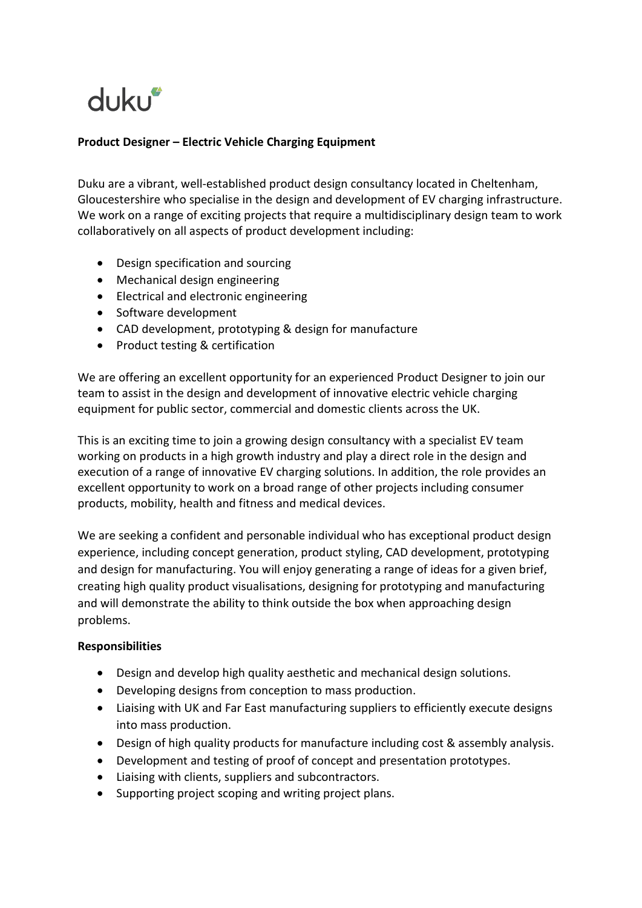duku

**Product Designer – Electric Vehicle Charging Equipment**

Duku are a vibrant, well-established product design consultancy located in Cheltenham, Gloucestershire who specialise in the design and development of EV charging infrastructure. We work on a range of exciting projects that require a multidisciplinary design team to work collaboratively on all aspects of product development including:

- Design specification and sourcing
- Mechanical design engineering
- Electrical and electronic engineering
- Software development
- CAD development, prototyping & design for manufacture
- Product testing & certification

We are offering an excellent opportunity for an experienced Product Designer to join our team to assist in the design and development of innovative electric vehicle charging equipment for public sector, commercial and domestic clients across the UK.

This is an exciting time to join a growing design consultancy with a specialist EV team working on products in a high growth industry and play a direct role in the design and execution of a range of innovative EV charging solutions. In addition, the role provides an excellent opportunity to work on a broad range of other projects including consumer products, mobility, health and fitness and medical devices.

We are seeking a confident and personable individual who has exceptional product design experience, including concept generation, product styling, CAD development, prototyping and design for manufacturing. You will enjoy generating a range of ideas for a given brief, creating high quality product visualisations, designing for prototyping and manufacturing and will demonstrate the ability to think outside the box when approaching design problems.

**Responsibilities**

- Design and develop high quality aesthetic and mechanical design solutions.
- Developing designs from conception to mass production.
- Liaising with UK and Far East manufacturing suppliers to efficiently execute designs into mass production.
- Design of high quality products for manufacture including cost & assembly analysis.
- Development and testing of proof of concept and presentation prototypes.
- Liaising with clients, suppliers and subcontractors.
- Supporting project scoping and writing project plans.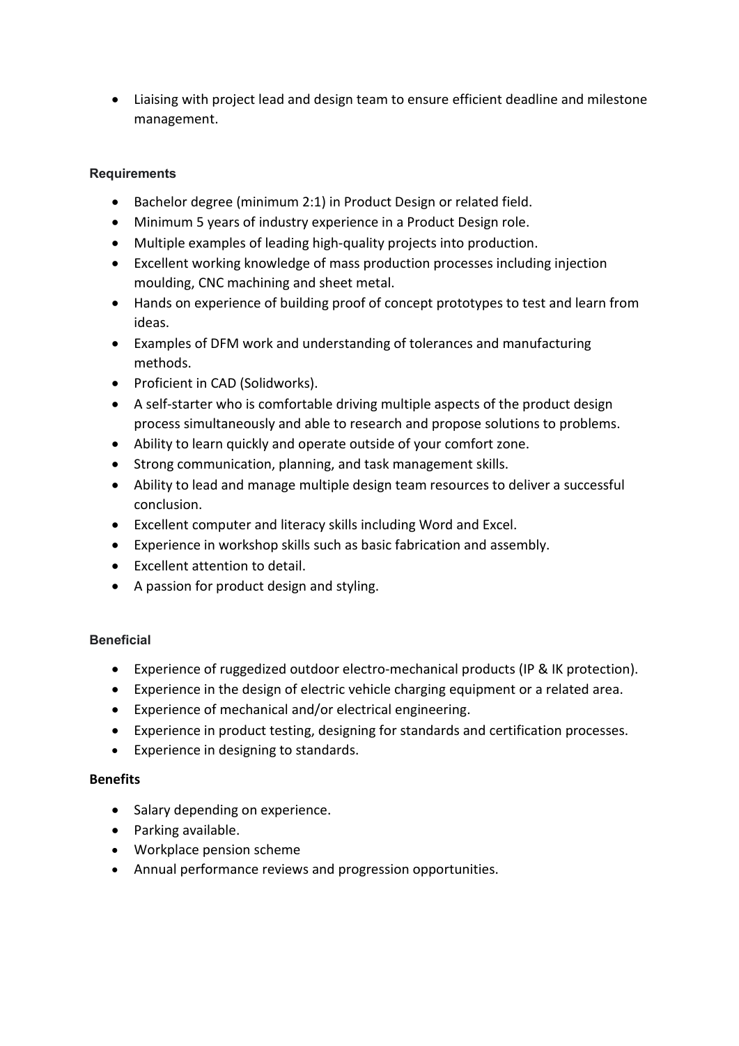- Liaising with project lead and design team to ensure efficient deadline and milestone management.

**Requirements**

- Bachelor degree (minimum 2:1) in Product Design or related field.
- Minimum 5 years of industry experience in a Product Design role.
- Multiple examples of leading high-quality projects into production.
- Excellent working knowledge of mass production processes including injection moulding, CNC machining and sheet metal.
- Hands on experience of building proof of concept prototypes to test and learn from ideas.
- Examples of DFM work and understanding of tolerances and manufacturing methods.
- Proficient in CAD (Solidworks).
- A self-starter who is comfortable driving multiple aspects of the product design process simultaneously and able to research and propose solutions to problems.
- Ability to learn quickly and operate outside of your comfort zone.
- Strong communication, planning, and task management skills.
- Ability to lead and manage multiple design team resources to deliver a successful conclusion.
- Excellent computer and literacy skills including Word and Excel.
- Experience in workshop skills such as basic fabrication and assembly.
- Excellent attention to detail.
- A passion for product design and styling.

**Beneficial**

- Experience of ruggedized outdoor electro-mechanical products (IP & IK protection).
- Experience in the design of electric vehicle charging equipment or a related area.
- Experience of mechanical and/or electrical engineering.
- Experience in product testing, designing for standards and certification processes.
- Experience in designing to standards.

**Benefits**

- Salary depending on experience.
- Parking available.
- Workplace pension scheme
- Annual performance reviews and progression opportunities.